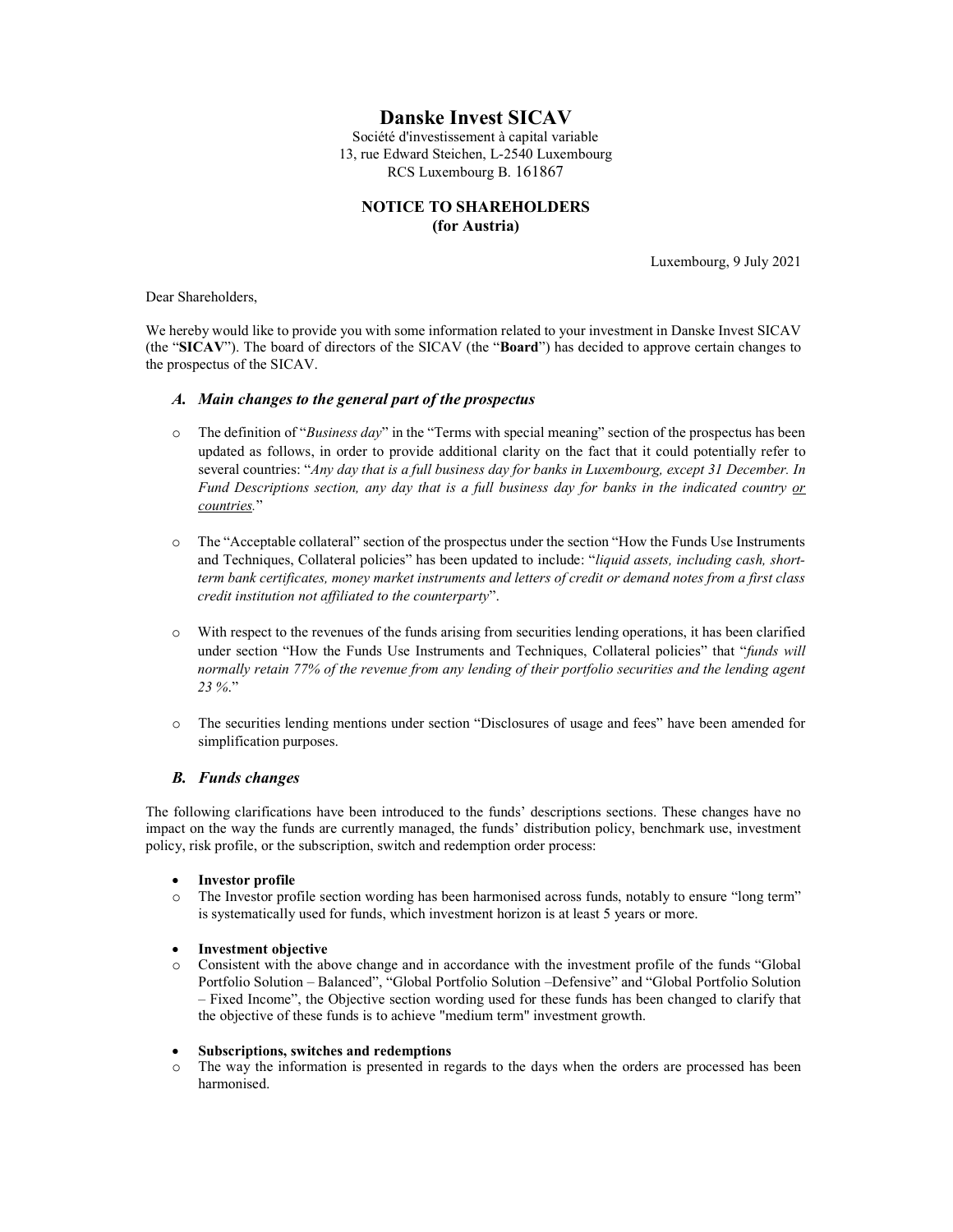# Danske Invest SICAV

Société d'investissement à capital variable
13, rue Edward Steichen, L-2540 Luxembourg
RCS Luxembourg B. 161867

## NOTICE TO SHAREHOLDERS
## (for Austria)

Luxembourg, 9 July 2021

Dear Shareholders,

We hereby would like to provide you with some information related to your investment in Danske Invest SICAV (the "**SICAV**"). The board of directors of the SICAV (the "**Board**") has decided to approve certain changes to the prospectus of the SICAV.

### *A. Main changes to the general part of the prospectus*

- The definition of "*Business day*" in the "Terms with special meaning" section of the prospectus has been updated as follows, in order to provide additional clarity on the fact that it could potentially refer to several countries: "*Any day that is a full business day for banks in Luxembourg, except 31 December. In Fund Descriptions section, any day that is a full business day for banks in the indicated country <u>or countries</u>.*"

- The "Acceptable collateral" section of the prospectus under the section "How the Funds Use Instruments and Techniques, Collateral policies" has been updated to include: "*liquid assets, including cash, short-term bank certificates, money market instruments and letters of credit or demand notes from a first class credit institution not affiliated to the counterparty*".

- With respect to the revenues of the funds arising from securities lending operations, it has been clarified under section "How the Funds Use Instruments and Techniques, Collateral policies" that "*funds will normally retain 77% of the revenue from any lending of their portfolio securities and the lending agent 23 %.*"

- The securities lending mentions under section "Disclosures of usage and fees" have been amended for simplification purposes.

### *B. Funds changes*

The following clarifications have been introduced to the funds' descriptions sections. These changes have no impact on the way the funds are currently managed, the funds' distribution policy, benchmark use, investment policy, risk profile, or the subscription, switch and redemption order process:

- **Investor profile**
  - The Investor profile section wording has been harmonised across funds, notably to ensure "long term" is systematically used for funds, which investment horizon is at least 5 years or more.

- **Investment objective**
  - Consistent with the above change and in accordance with the investment profile of the funds "Global Portfolio Solution – Balanced", "Global Portfolio Solution –Defensive" and "Global Portfolio Solution – Fixed Income", the Objective section wording used for these funds has been changed to clarify that the objective of these funds is to achieve "medium term" investment growth.

- **Subscriptions, switches and redemptions**
  - The way the information is presented in regards to the days when the orders are processed has been harmonised.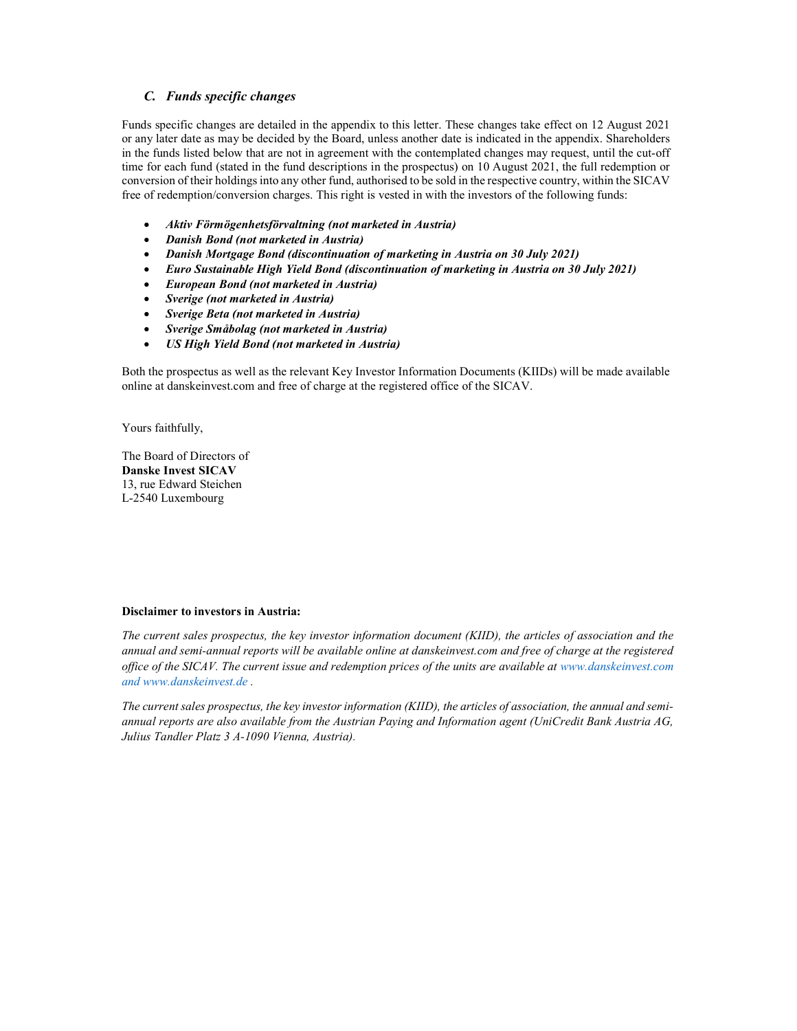### *C. Funds specific changes*

Funds specific changes are detailed in the appendix to this letter. These changes take effect on 12 August 2021 or any later date as may be decided by the Board, unless another date is indicated in the appendix. Shareholders in the funds listed below that are not in agreement with the contemplated changes may request, until the cut-off time for each fund (stated in the fund descriptions in the prospectus) on 10 August 2021, the full redemption or conversion of their holdings into any other fund, authorised to be sold in the respective country, within the SICAV free of redemption/conversion charges. This right is vested in with the investors of the following funds:

- ***Aktiv Förmögenhetsförvaltning (not marketed in Austria)***
- ***Danish Bond (not marketed in Austria)***
- ***Danish Mortgage Bond (discontinuation of marketing in Austria on 30 July 2021)***
- ***Euro Sustainable High Yield Bond (discontinuation of marketing in Austria on 30 July 2021)***
- ***European Bond (not marketed in Austria)***
- ***Sverige (not marketed in Austria)***
- ***Sverige Beta (not marketed in Austria)***
- ***Sverige Småbolag (not marketed in Austria)***
- ***US High Yield Bond (not marketed in Austria)***

Both the prospectus as well as the relevant Key Investor Information Documents (KIIDs) will be made available online at danskeinvest.com and free of charge at the registered office of the SICAV.

Yours faithfully,

The Board of Directors of
**Danske Invest SICAV**
13, rue Edward Steichen
L-2540 Luxembourg

**Disclaimer to investors in Austria:**

*The current sales prospectus, the key investor information document (KIID), the articles of association and the annual and semi-annual reports will be available online at danskeinvest.com and free of charge at the registered office of the SICAV. The current issue and redemption prices of the units are available at www.danskeinvest.com and www.danskeinvest.de .*

*The current sales prospectus, the key investor information (KIID), the articles of association, the annual and semi-annual reports are also available from the Austrian Paying and Information agent (UniCredit Bank Austria AG, Julius Tandler Platz 3 A-1090 Vienna, Austria).*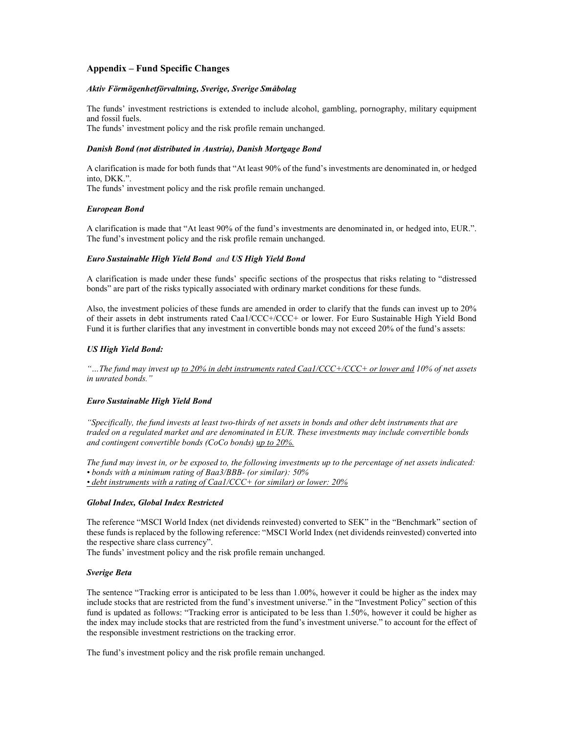## Appendix – Fund Specific Changes

***Aktiv Förmögenhetförvaltning, Sverige, Sverige Småbolag***

The funds' investment restrictions is extended to include alcohol, gambling, pornography, military equipment and fossil fuels.
The funds' investment policy and the risk profile remain unchanged.

***Danish Bond (not distributed in Austria), Danish Mortgage Bond***

A clarification is made for both funds that "At least 90% of the fund's investments are denominated in, or hedged into, DKK.".
The funds' investment policy and the risk profile remain unchanged.

***European Bond***

A clarification is made that "At least 90% of the fund's investments are denominated in, or hedged into, EUR.".
The fund's investment policy and the risk profile remain unchanged.

***Euro Sustainable High Yield Bond*** *and* ***US High Yield Bond***

A clarification is made under these funds' specific sections of the prospectus that risks relating to "distressed bonds" are part of the risks typically associated with ordinary market conditions for these funds.

Also, the investment policies of these funds are amended in order to clarify that the funds can invest up to 20% of their assets in debt instruments rated Caa1/CCC+/CCC+ or lower. For Euro Sustainable High Yield Bond Fund it is further clarifies that any investment in convertible bonds may not exceed 20% of the fund's assets:

***US High Yield Bond:***

*"…The fund may invest up <u>to 20% in debt instruments rated Caa1/CCC+/CCC+ or lower and</u> 10% of net assets in unrated bonds."*

***Euro Sustainable High Yield Bond***

*"Specifically, the fund invests at least two-thirds of net assets in bonds and other debt instruments that are traded on a regulated market and are denominated in EUR. These investments may include convertible bonds and contingent convertible bonds (CoCo bonds) <u>up to 20%.</u>*

*The fund may invest in, or be exposed to, the following investments up to the percentage of net assets indicated:*
*• bonds with a minimum rating of Baa3/BBB- (or similar): 50%*
*<u>• debt instruments with a rating of Caa1/CCC+ (or similar) or lower: 20%</u>*

***Global Index, Global Index Restricted***

The reference "MSCI World Index (net dividends reinvested) converted to SEK" in the "Benchmark" section of these funds is replaced by the following reference: "MSCI World Index (net dividends reinvested) converted into the respective share class currency".
The funds' investment policy and the risk profile remain unchanged.

***Sverige Beta***

The sentence "Tracking error is anticipated to be less than 1.00%, however it could be higher as the index may include stocks that are restricted from the fund's investment universe." in the "Investment Policy" section of this fund is updated as follows: "Tracking error is anticipated to be less than 1.50%, however it could be higher as the index may include stocks that are restricted from the fund's investment universe." to account for the effect of the responsible investment restrictions on the tracking error.

The fund's investment policy and the risk profile remain unchanged.